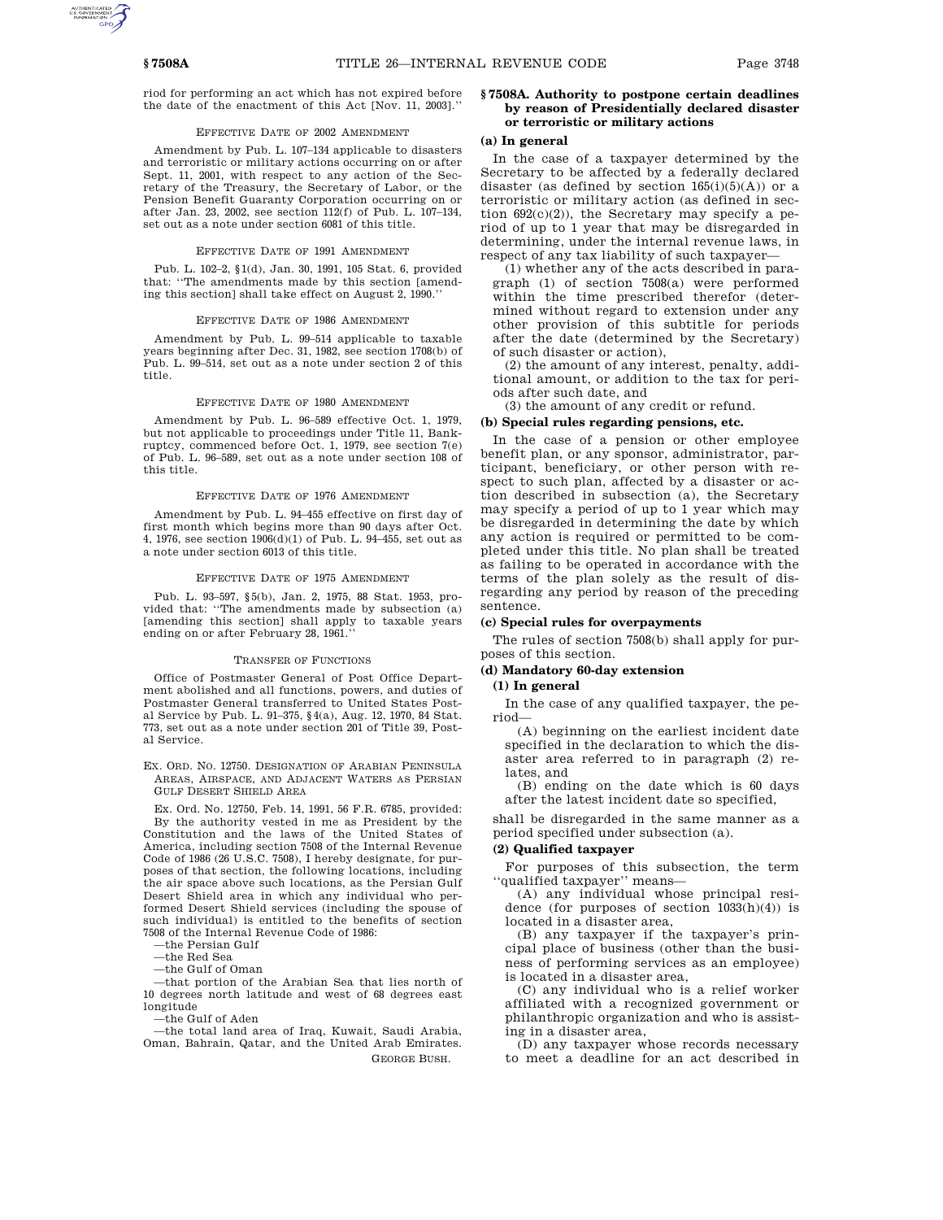riod for performing an act which has not expired before the date of the enactment of this Act [Nov. 11, 2003].''

EFFECTIVE DATE OF 2002 AMENDMENT

Amendment by Pub. L. 107–134 applicable to disasters and terroristic or military actions occurring on or after Sept. 11, 2001, with respect to any action of the Secretary of the Treasury, the Secretary of Labor, or the Pension Benefit Guaranty Corporation occurring on or after Jan. 23, 2002, see section 112(f) of Pub. L. 107–134, set out as a note under section 6081 of this title.

EFFECTIVE DATE OF 1991 AMENDMENT

Pub. L. 102–2, §1(d), Jan. 30, 1991, 105 Stat. 6, provided that: ''The amendments made by this section [amending this section] shall take effect on August 2, 1990.''

EFFECTIVE DATE OF 1986 AMENDMENT

Amendment by Pub. L. 99–514 applicable to taxable years beginning after Dec. 31, 1982, see section 1708(b) of Pub. L. 99–514, set out as a note under section 2 of this title.

EFFECTIVE DATE OF 1980 AMENDMENT

Amendment by Pub. L. 96–589 effective Oct. 1, 1979, but not applicable to proceedings under Title 11, Bankruptcy, commenced before Oct. 1, 1979, see section 7(e) of Pub. L. 96–589, set out as a note under section 108 of this title.

EFFECTIVE DATE OF 1976 AMENDMENT

Amendment by Pub. L. 94–455 effective on first day of first month which begins more than 90 days after Oct. 4, 1976, see section 1906(d)(1) of Pub. L. 94–455, set out as a note under section 6013 of this title.

EFFECTIVE DATE OF 1975 AMENDMENT

Pub. L. 93–597, §5(b), Jan. 2, 1975, 88 Stat. 1953, provided that: ''The amendments made by subsection (a) [amending this section] shall apply to taxable years ending on or after February 28, 1961.''

TRANSFER OF FUNCTIONS

Office of Postmaster General of Post Office Department abolished and all functions, powers, and duties of Postmaster General transferred to United States Postal Service by Pub. L. 91–375, §4(a), Aug. 12, 1970, 84 Stat. 773, set out as a note under section 201 of Title 39, Postal Service.

EX. ORD. NO. 12750. DESIGNATION OF ARABIAN PENINSULA AREAS, AIRSPACE, AND ADJACENT WATERS AS PERSIAN GULF DESERT SHIELD AREA

Ex. Ord. No. 12750, Feb. 14, 1991, 56 F.R. 6785, provided:

By the authority vested in me as President by the Constitution and the laws of the United States of America, including section 7508 of the Internal Revenue Code of 1986 (26 U.S.C. 7508), I hereby designate, for purposes of that section, the following locations, including the air space above such locations, as the Persian Gulf Desert Shield area in which any individual who performed Desert Shield services (including the spouse of such individual) is entitled to the benefits of section 7508 of the Internal Revenue Code of 1986:

—the Persian Gulf
—the Red Sea
—the Gulf of Oman
—that portion of the Arabian Sea that lies north of 10 degrees north latitude and west of 68 degrees east longitude
—the Gulf of Aden
—the total land area of Iraq, Kuwait, Saudi Arabia, Oman, Bahrain, Qatar, and the United Arab Emirates.

GEORGE BUSH.

## §7508A. Authority to postpone certain deadlines by reason of Presidentially declared disaster or terroristic or military actions

### (a) In general

In the case of a taxpayer determined by the Secretary to be affected by a federally declared disaster (as defined by section 165(i)(5)(A)) or a terroristic or military action (as defined in section 692(c)(2)), the Secretary may specify a period of up to 1 year that may be disregarded in determining, under the internal revenue laws, in respect of any tax liability of such taxpayer—

(1) whether any of the acts described in paragraph (1) of section 7508(a) were performed within the time prescribed therefor (determined without regard to extension under any other provision of this subtitle for periods after the date (determined by the Secretary) of such disaster or action),

(2) the amount of any interest, penalty, additional amount, or addition to the tax for periods after such date, and

(3) the amount of any credit or refund.

### (b) Special rules regarding pensions, etc.

In the case of a pension or other employee benefit plan, or any sponsor, administrator, participant, beneficiary, or other person with respect to such plan, affected by a disaster or action described in subsection (a), the Secretary may specify a period of up to 1 year which may be disregarded in determining the date by which any action is required or permitted to be completed under this title. No plan shall be treated as failing to be operated in accordance with the terms of the plan solely as the result of disregarding any period by reason of the preceding sentence.

### (c) Special rules for overpayments

The rules of section 7508(b) shall apply for purposes of this section.

### (d) Mandatory 60-day extension

#### (1) In general

In the case of any qualified taxpayer, the period—

(A) beginning on the earliest incident date specified in the declaration to which the disaster area referred to in paragraph (2) relates, and

(B) ending on the date which is 60 days after the latest incident date so specified,

shall be disregarded in the same manner as a period specified under subsection (a).

#### (2) Qualified taxpayer

For purposes of this subsection, the term ''qualified taxpayer'' means—

(A) any individual whose principal residence (for purposes of section 1033(h)(4)) is located in a disaster area,

(B) any taxpayer if the taxpayer's principal place of business (other than the business of performing services as an employee) is located in a disaster area,

(C) any individual who is a relief worker affiliated with a recognized government or philanthropic organization and who is assisting in a disaster area,

(D) any taxpayer whose records necessary to meet a deadline for an act described in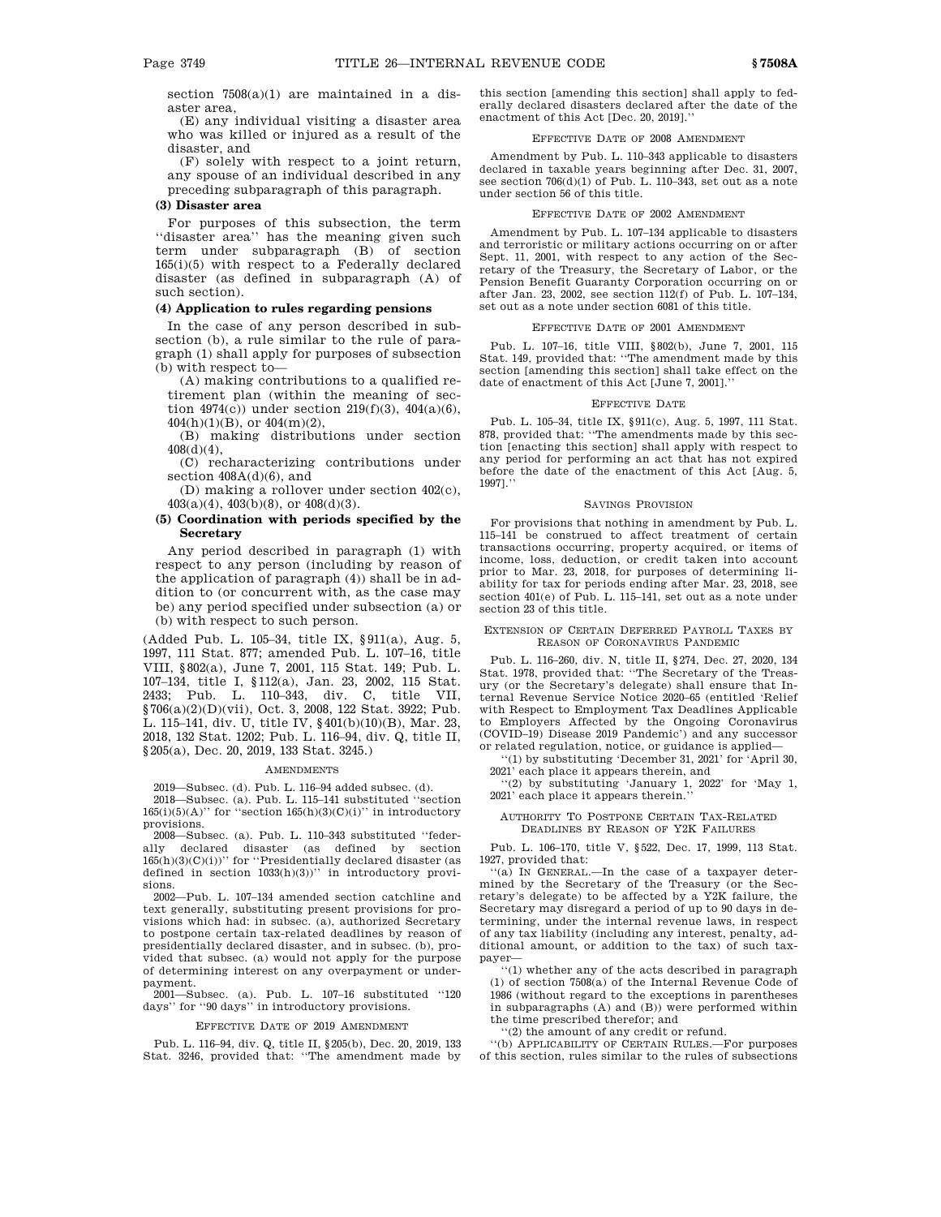section 7508(a)(1) are maintained in a disaster area,

(E) any individual visiting a disaster area who was killed or injured as a result of the disaster, and

(F) solely with respect to a joint return, any spouse of an individual described in any preceding subparagraph of this paragraph.

**(3) Disaster area**

For purposes of this subsection, the term ''disaster area'' has the meaning given such term under subparagraph (B) of section 165(i)(5) with respect to a Federally declared disaster (as defined in subparagraph (A) of such section).

**(4) Application to rules regarding pensions**

In the case of any person described in subsection (b), a rule similar to the rule of paragraph (1) shall apply for purposes of subsection (b) with respect to—

(A) making contributions to a qualified retirement plan (within the meaning of section 4974(c)) under section 219(f)(3), 404(a)(6), 404(h)(1)(B), or 404(m)(2),

(B) making distributions under section 408(d)(4),

(C) recharacterizing contributions under section 408A(d)(6), and

(D) making a rollover under section 402(c), 403(a)(4), 403(b)(8), or 408(d)(3).

**(5) Coordination with periods specified by the Secretary**

Any period described in paragraph (1) with respect to any person (including by reason of the application of paragraph (4)) shall be in addition to (or concurrent with, as the case may be) any period specified under subsection (a) or (b) with respect to such person.

(Added Pub. L. 105–34, title IX, §911(a), Aug. 5, 1997, 111 Stat. 877; amended Pub. L. 107–16, title VIII, §802(a), June 7, 2001, 115 Stat. 149; Pub. L. 107–134, title I, §112(a), Jan. 23, 2002, 115 Stat. 2433; Pub. L. 110–343, div. C, title VII, §706(a)(2)(D)(vii), Oct. 3, 2008, 122 Stat. 3922; Pub. L. 115–141, div. U, title IV, §401(b)(10)(B), Mar. 23, 2018, 132 Stat. 1202; Pub. L. 116–94, div. Q, title II, §205(a), Dec. 20, 2019, 133 Stat. 3245.)

AMENDMENTS

2019—Subsec. (d). Pub. L. 116–94 added subsec. (d).

2018—Subsec. (a). Pub. L. 115–141 substituted ''section 165(i)(5)(A)'' for ''section 165(h)(3)(C)(i)'' in introductory provisions.

2008—Subsec. (a). Pub. L. 110–343 substituted ''federally declared disaster (as defined by section 165(h)(3)(C)(i))'' for ''Presidentially declared disaster (as defined in section 1033(h)(3))'' in introductory provisions.

2002—Pub. L. 107–134 amended section catchline and text generally, substituting present provisions for provisions which had: in subsec. (a), authorized Secretary to postpone certain tax-related deadlines by reason of presidentially declared disaster, and in subsec. (b), provided that subsec. (a) would not apply for the purpose of determining interest on any overpayment or underpayment.

2001—Subsec. (a). Pub. L. 107–16 substituted ''120 days'' for ''90 days'' in introductory provisions.

EFFECTIVE DATE OF 2019 AMENDMENT

Pub. L. 116–94, div. Q, title II, §205(b), Dec. 20, 2019, 133 Stat. 3246, provided that: ''The amendment made by this section [amending this section] shall apply to federally declared disasters declared after the date of the enactment of this Act [Dec. 20, 2019].''

EFFECTIVE DATE OF 2008 AMENDMENT

Amendment by Pub. L. 110–343 applicable to disasters declared in taxable years beginning after Dec. 31, 2007, see section 706(d)(1) of Pub. L. 110–343, set out as a note under section 56 of this title.

EFFECTIVE DATE OF 2002 AMENDMENT

Amendment by Pub. L. 107–134 applicable to disasters and terroristic or military actions occurring on or after Sept. 11, 2001, with respect to any action of the Secretary of the Treasury, the Secretary of Labor, or the Pension Benefit Guaranty Corporation occurring on or after Jan. 23, 2002, see section 112(f) of Pub. L. 107–134, set out as a note under section 6081 of this title.

EFFECTIVE DATE OF 2001 AMENDMENT

Pub. L. 107–16, title VIII, §802(b), June 7, 2001, 115 Stat. 149, provided that: ''The amendment made by this section [amending this section] shall take effect on the date of enactment of this Act [June 7, 2001].''

EFFECTIVE DATE

Pub. L. 105–34, title IX, §911(c), Aug. 5, 1997, 111 Stat. 878, provided that: ''The amendments made by this section [enacting this section] shall apply with respect to any period for performing an act that has not expired before the date of the enactment of this Act [Aug. 5, 1997].''

SAVINGS PROVISION

For provisions that nothing in amendment by Pub. L. 115–141 be construed to affect treatment of certain transactions occurring, property acquired, or items of income, loss, deduction, or credit taken into account prior to Mar. 23, 2018, for purposes of determining liability for tax for periods ending after Mar. 23, 2018, see section 401(e) of Pub. L. 115–141, set out as a note under section 23 of this title.

EXTENSION OF CERTAIN DEFERRED PAYROLL TAXES BY REASON OF CORONAVIRUS PANDEMIC

Pub. L. 116–260, div. N, title II, §274, Dec. 27, 2020, 134 Stat. 1978, provided that: ''The Secretary of the Treasury (or the Secretary's delegate) shall ensure that Internal Revenue Service Notice 2020–65 (entitled 'Relief with Respect to Employment Tax Deadlines Applicable to Employers Affected by the Ongoing Coronavirus (COVID–19) Disease 2019 Pandemic') and any successor or related regulation, notice, or guidance is applied—

''(1) by substituting 'December 31, 2021' for 'April 30, 2021' each place it appears therein, and

''(2) by substituting 'January 1, 2022' for 'May 1, 2021' each place it appears therein.''

AUTHORITY TO POSTPONE CERTAIN TAX-RELATED DEADLINES BY REASON OF Y2K FAILURES

Pub. L. 106–170, title V, §522, Dec. 17, 1999, 113 Stat. 1927, provided that:

''(a) IN GENERAL.—In the case of a taxpayer determined by the Secretary of the Treasury (or the Secretary's delegate) to be affected by a Y2K failure, the Secretary may disregard a period of up to 90 days in determining, under the internal revenue laws, in respect of any tax liability (including any interest, penalty, additional amount, or addition to the tax) of such taxpayer—

''(1) whether any of the acts described in paragraph (1) of section 7508(a) of the Internal Revenue Code of 1986 (without regard to the exceptions in parentheses in subparagraphs (A) and (B)) were performed within the time prescribed therefor; and

''(2) the amount of any credit or refund.

''(b) APPLICABILITY OF CERTAIN RULES.—For purposes of this section, rules similar to the rules of subsections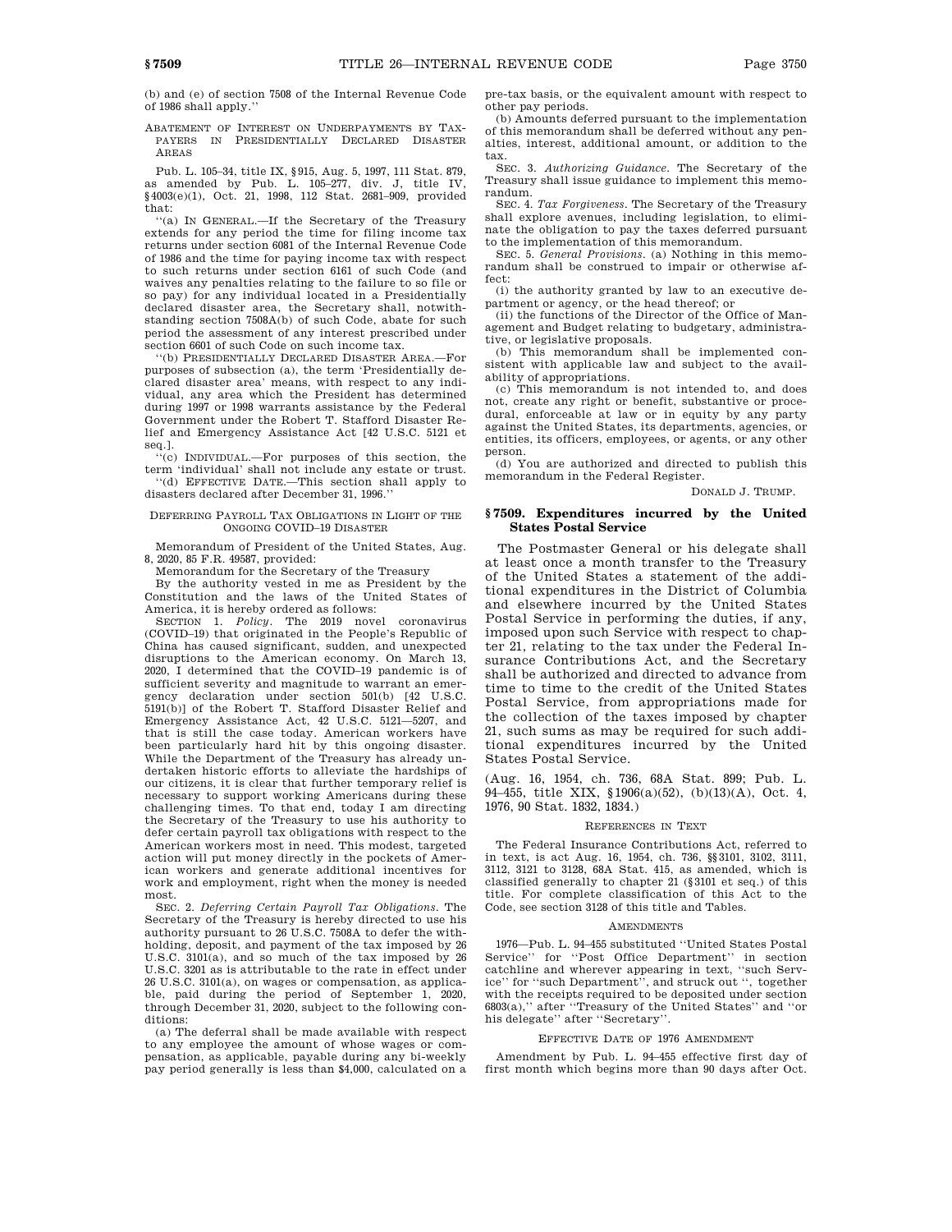(b) and (e) of section 7508 of the Internal Revenue Code of 1986 shall apply.''

ABATEMENT OF INTEREST ON UNDERPAYMENTS BY TAXPAYERS IN PRESIDENTIALLY DECLARED DISASTER AREAS

Pub. L. 105–34, title IX, §915, Aug. 5, 1997, 111 Stat. 879, as amended by Pub. L. 105–277, div. J, title IV, §4003(e)(1), Oct. 21, 1998, 112 Stat. 2681–909, provided that:

''(a) IN GENERAL.—If the Secretary of the Treasury extends for any period the time for filing income tax returns under section 6081 of the Internal Revenue Code of 1986 and the time for paying income tax with respect to such returns under section 6161 of such Code (and waives any penalties relating to the failure to so file or so pay) for any individual located in a Presidentially declared disaster area, the Secretary shall, notwithstanding section 7508A(b) of such Code, abate for such period the assessment of any interest prescribed under section 6601 of such Code on such income tax.

''(b) PRESIDENTIALLY DECLARED DISASTER AREA.—For purposes of subsection (a), the term 'Presidentially declared disaster area' means, with respect to any individual, any area which the President has determined during 1997 or 1998 warrants assistance by the Federal Government under the Robert T. Stafford Disaster Relief and Emergency Assistance Act [42 U.S.C. 5121 et seq.].

''(c) INDIVIDUAL.—For purposes of this section, the term 'individual' shall not include any estate or trust.

''(d) EFFECTIVE DATE.—This section shall apply to disasters declared after December 31, 1996.''

DEFERRING PAYROLL TAX OBLIGATIONS IN LIGHT OF THE ONGOING COVID–19 DISASTER

Memorandum of President of the United States, Aug. 8, 2020, 85 F.R. 49587, provided:

Memorandum for the Secretary of the Treasury

By the authority vested in me as President by the Constitution and the laws of the United States of America, it is hereby ordered as follows:

SECTION 1. *Policy*. The 2019 novel coronavirus (COVID–19) that originated in the People's Republic of China has caused significant, sudden, and unexpected disruptions to the American economy. On March 13, 2020, I determined that the COVID–19 pandemic is of sufficient severity and magnitude to warrant an emergency declaration under section 501(b) [42 U.S.C. 5191(b)] of the Robert T. Stafford Disaster Relief and Emergency Assistance Act, 42 U.S.C. 5121—5207, and that is still the case today. American workers have been particularly hard hit by this ongoing disaster. While the Department of the Treasury has already undertaken historic efforts to alleviate the hardships of our citizens, it is clear that further temporary relief is necessary to support working Americans during these challenging times. To that end, today I am directing the Secretary of the Treasury to use his authority to defer certain payroll tax obligations with respect to the American workers most in need. This modest, targeted action will put money directly in the pockets of American workers and generate additional incentives for work and employment, right when the money is needed most.

SEC. 2. *Deferring Certain Payroll Tax Obligations*. The Secretary of the Treasury is hereby directed to use his authority pursuant to 26 U.S.C. 7508A to defer the withholding, deposit, and payment of the tax imposed by 26 U.S.C. 3101(a), and so much of the tax imposed by 26 U.S.C. 3201 as is attributable to the rate in effect under 26 U.S.C. 3101(a), on wages or compensation, as applicable, paid during the period of September 1, 2020, through December 31, 2020, subject to the following conditions:

(a) The deferral shall be made available with respect to any employee the amount of whose wages or compensation, as applicable, payable during any bi-weekly pay period generally is less than $4,000, calculated on a pre-tax basis, or the equivalent amount with respect to other pay periods.

(b) Amounts deferred pursuant to the implementation of this memorandum shall be deferred without any penalties, interest, additional amount, or addition to the tax.

SEC. 3. *Authorizing Guidance*. The Secretary of the Treasury shall issue guidance to implement this memorandum.

SEC. 4. *Tax Forgiveness*. The Secretary of the Treasury shall explore avenues, including legislation, to eliminate the obligation to pay the taxes deferred pursuant to the implementation of this memorandum.

SEC. 5. *General Provisions*. (a) Nothing in this memorandum shall be construed to impair or otherwise affect:

(i) the authority granted by law to an executive department or agency, or the head thereof; or

(ii) the functions of the Director of the Office of Management and Budget relating to budgetary, administrative, or legislative proposals.

(b) This memorandum shall be implemented consistent with applicable law and subject to the availability of appropriations.

(c) This memorandum is not intended to, and does not, create any right or benefit, substantive or procedural, enforceable at law or in equity by any party against the United States, its departments, agencies, or entities, its officers, employees, or agents, or any other person.

(d) You are authorized and directed to publish this memorandum in the Federal Register.

DONALD J. TRUMP.

## § 7509. Expenditures incurred by the United States Postal Service

The Postmaster General or his delegate shall at least once a month transfer to the Treasury of the United States a statement of the additional expenditures in the District of Columbia and elsewhere incurred by the United States Postal Service in performing the duties, if any, imposed upon such Service with respect to chapter 21, relating to the tax under the Federal Insurance Contributions Act, and the Secretary shall be authorized and directed to advance from time to time to the credit of the United States Postal Service, from appropriations made for the collection of the taxes imposed by chapter 21, such sums as may be required for such additional expenditures incurred by the United States Postal Service.

(Aug. 16, 1954, ch. 736, 68A Stat. 899; Pub. L. 94–455, title XIX, §1906(a)(52), (b)(13)(A), Oct. 4, 1976, 90 Stat. 1832, 1834.)

REFERENCES IN TEXT

The Federal Insurance Contributions Act, referred to in text, is act Aug. 16, 1954, ch. 736, §§3101, 3102, 3111, 3112, 3121 to 3128, 68A Stat. 415, as amended, which is classified generally to chapter 21 (§3101 et seq.) of this title. For complete classification of this Act to the Code, see section 3128 of this title and Tables.

AMENDMENTS

1976—Pub. L. 94–455 substituted ''United States Postal Service'' for ''Post Office Department'' in section catchline and wherever appearing in text, ''such Service'' for ''such Department'', and struck out '', together with the receipts required to be deposited under section 6803(a),'' after ''Treasury of the United States'' and ''or his delegate'' after ''Secretary''.

EFFECTIVE DATE OF 1976 AMENDMENT

Amendment by Pub. L. 94–455 effective first day of first month which begins more than 90 days after Oct.